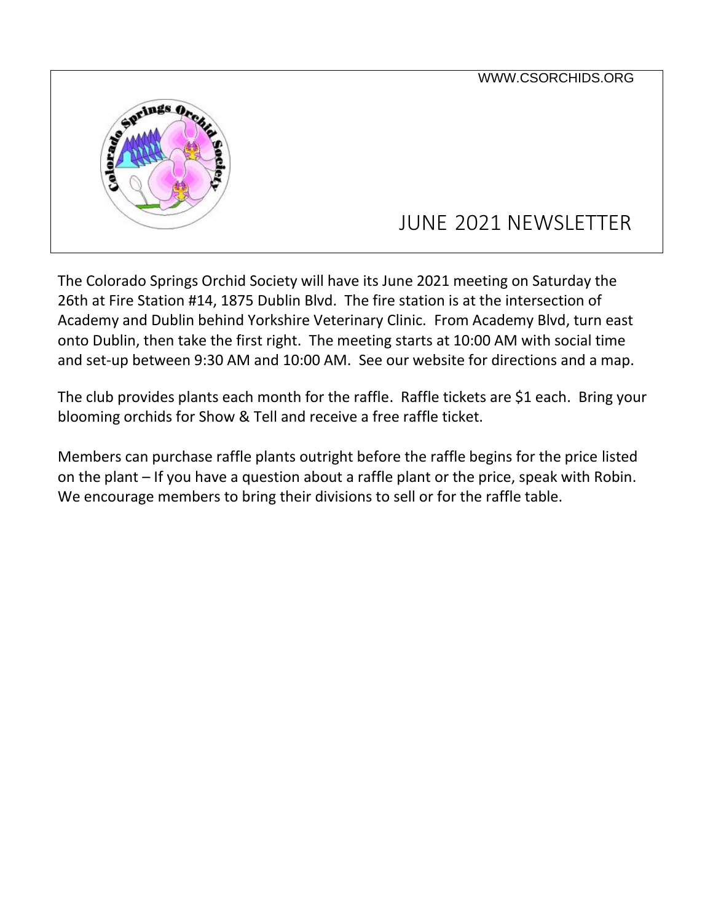WWW.CSORCHIDS.ORG

# JUNE 2021 NEWSLETTER

The Colorado Springs Orchid Society will have its June 2021 meeting on Saturday the 26th at Fire Station #14, 1875 Dublin Blvd. The fire station is at the intersection of Academy and Dublin behind Yorkshire Veterinary Clinic. From Academy Blvd, turn east onto Dublin, then take the first right. The meeting starts at 10:00 AM with social time and set-up between 9:30 AM and 10:00 AM. See our website for directions and a map.

The club provides plants each month for the raffle. Raffle tickets are $1 each. Bring your blooming orchids for Show & Tell and receive a free raffle ticket.

Members can purchase raffle plants outright before the raffle begins for the price listed on the plant – If you have a question about a raffle plant or the price, speak with Robin. We encourage members to bring their divisions to sell or for the raffle table.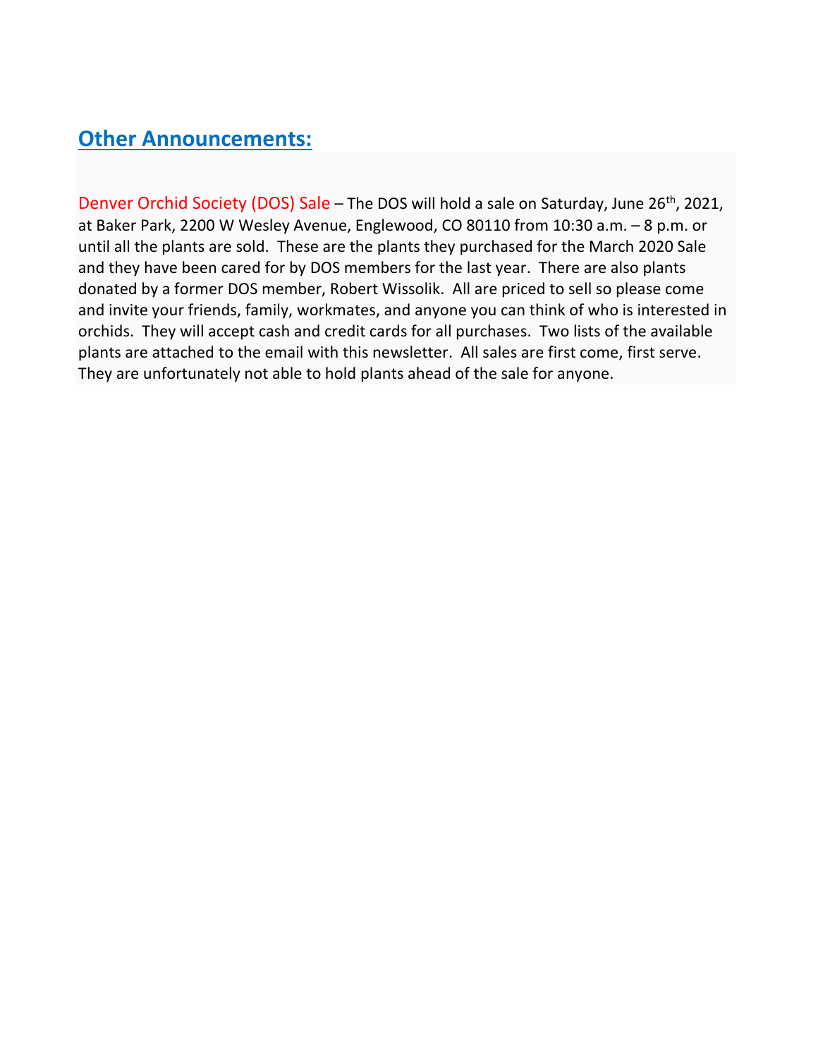## Other Announcements:

Denver Orchid Society (DOS) Sale – The DOS will hold a sale on Saturday, June 26th, 2021, at Baker Park, 2200 W Wesley Avenue, Englewood, CO 80110 from 10:30 a.m. – 8 p.m. or until all the plants are sold. These are the plants they purchased for the March 2020 Sale and they have been cared for by DOS members for the last year. There are also plants donated by a former DOS member, Robert Wissolik. All are priced to sell so please come and invite your friends, family, workmates, and anyone you can think of who is interested in orchids. They will accept cash and credit cards for all purchases. Two lists of the available plants are attached to the email with this newsletter. All sales are first come, first serve. They are unfortunately not able to hold plants ahead of the sale for anyone.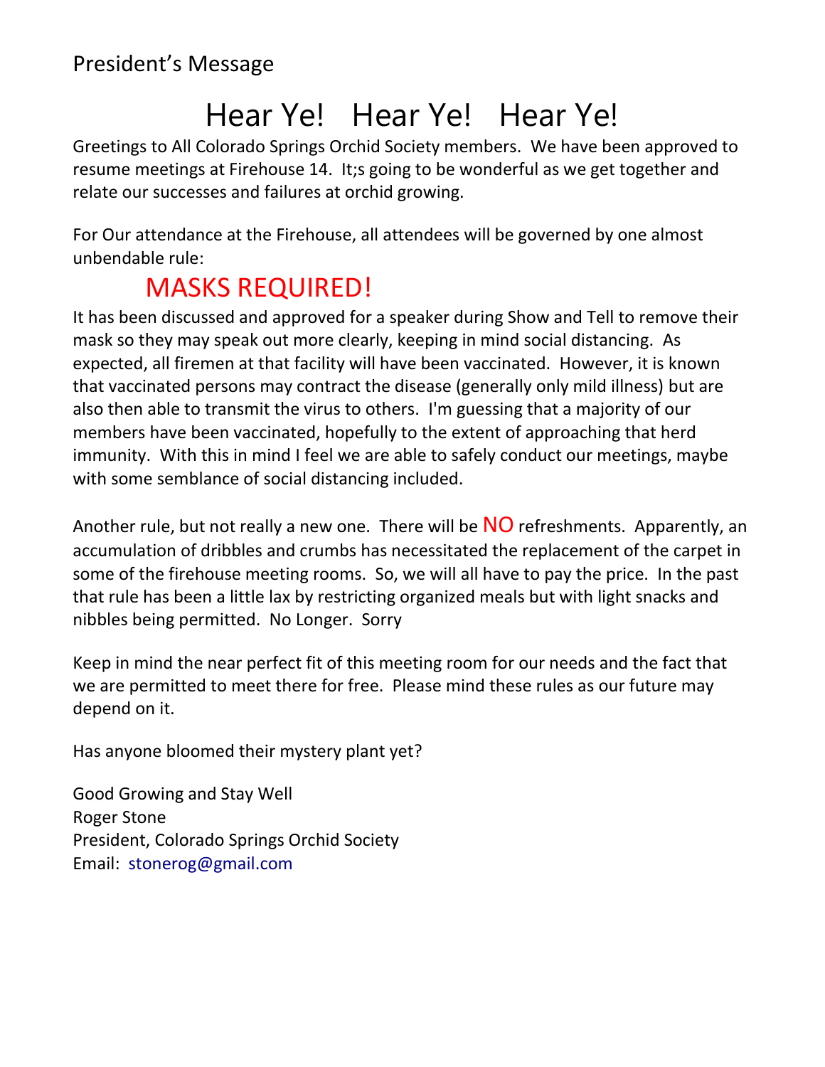## President's Message

# Hear Ye! Hear Ye! Hear Ye!

Greetings to All Colorado Springs Orchid Society members. We have been approved to resume meetings at Firehouse 14. It;s going to be wonderful as we get together and relate our successes and failures at orchid growing.

For Our attendance at the Firehouse, all attendees will be governed by one almost unbendable rule:

**MASKS REQUIRED!**

It has been discussed and approved for a speaker during Show and Tell to remove their mask so they may speak out more clearly, keeping in mind social distancing. As expected, all firemen at that facility will have been vaccinated. However, it is known that vaccinated persons may contract the disease (generally only mild illness) but are also then able to transmit the virus to others. I'm guessing that a majority of our members have been vaccinated, hopefully to the extent of approaching that herd immunity. With this in mind I feel we are able to safely conduct our meetings, maybe with some semblance of social distancing included.

Another rule, but not really a new one. There will be **NO** refreshments. Apparently, an accumulation of dribbles and crumbs has necessitated the replacement of the carpet in some of the firehouse meeting rooms. So, we will all have to pay the price. In the past that rule has been a little lax by restricting organized meals but with light snacks and nibbles being permitted. No Longer. Sorry

Keep in mind the near perfect fit of this meeting room for our needs and the fact that we are permitted to meet there for free. Please mind these rules as our future may depend on it.

Has anyone bloomed their mystery plant yet?

Good Growing and Stay Well
Roger Stone
President, Colorado Springs Orchid Society
Email: stonerog@gmail.com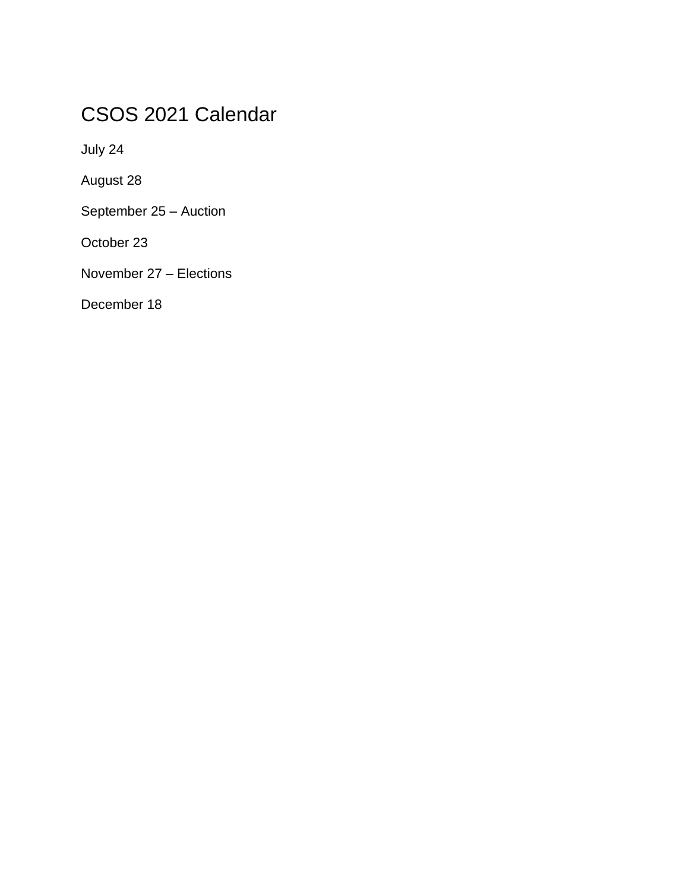# CSOS 2021 Calendar

July 24

August 28

September 25 – Auction

October 23

November 27 – Elections

December 18